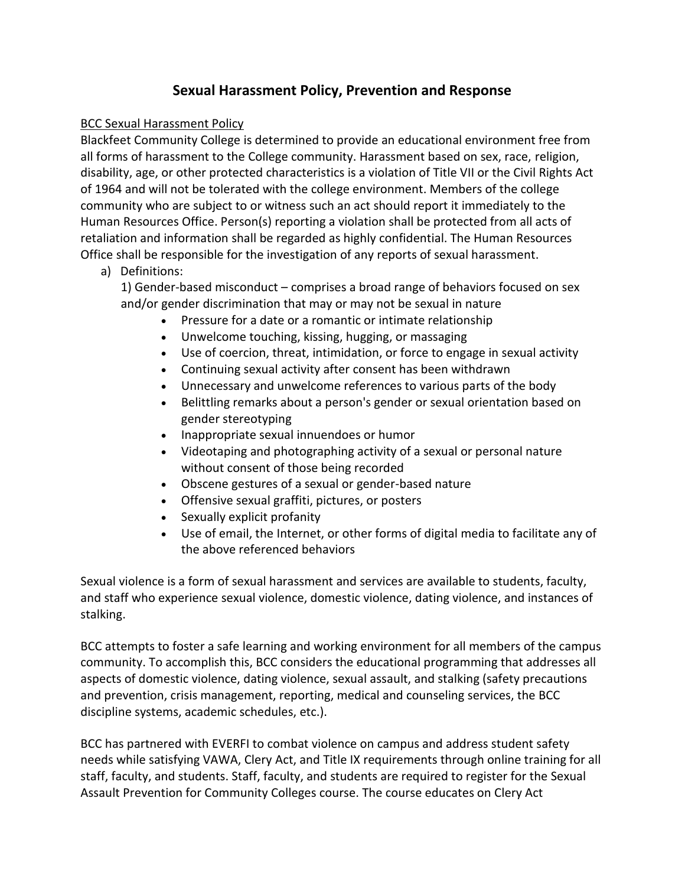# Sexual Harassment Policy, Prevention and Response

<u>BCC Sexual Harassment Policy</u>

Blackfeet Community College is determined to provide an educational environment free from all forms of harassment to the College community. Harassment based on sex, race, religion, disability, age, or other protected characteristics is a violation of Title VII or the Civil Rights Act of 1964 and will not be tolerated with the college environment. Members of the college community who are subject to or witness such an act should report it immediately to the Human Resources Office. Person(s) reporting a violation shall be protected from all acts of retaliation and information shall be regarded as highly confidential. The Human Resources Office shall be responsible for the investigation of any reports of sexual harassment.

a) Definitions:

   1) Gender-based misconduct – comprises a broad range of behaviors focused on sex and/or gender discrimination that may or may not be sexual in nature

      - Pressure for a date or a romantic or intimate relationship
      - Unwelcome touching, kissing, hugging, or massaging
      - Use of coercion, threat, intimidation, or force to engage in sexual activity
      - Continuing sexual activity after consent has been withdrawn
      - Unnecessary and unwelcome references to various parts of the body
      - Belittling remarks about a person's gender or sexual orientation based on gender stereotyping
      - Inappropriate sexual innuendoes or humor
      - Videotaping and photographing activity of a sexual or personal nature without consent of those being recorded
      - Obscene gestures of a sexual or gender-based nature
      - Offensive sexual graffiti, pictures, or posters
      - Sexually explicit profanity
      - Use of email, the Internet, or other forms of digital media to facilitate any of the above referenced behaviors

Sexual violence is a form of sexual harassment and services are available to students, faculty, and staff who experience sexual violence, domestic violence, dating violence, and instances of stalking.

BCC attempts to foster a safe learning and working environment for all members of the campus community. To accomplish this, BCC considers the educational programming that addresses all aspects of domestic violence, dating violence, sexual assault, and stalking (safety precautions and prevention, crisis management, reporting, medical and counseling services, the BCC discipline systems, academic schedules, etc.).

BCC has partnered with EVERFI to combat violence on campus and address student safety needs while satisfying VAWA, Clery Act, and Title IX requirements through online training for all staff, faculty, and students. Staff, faculty, and students are required to register for the Sexual Assault Prevention for Community Colleges course. The course educates on Clery Act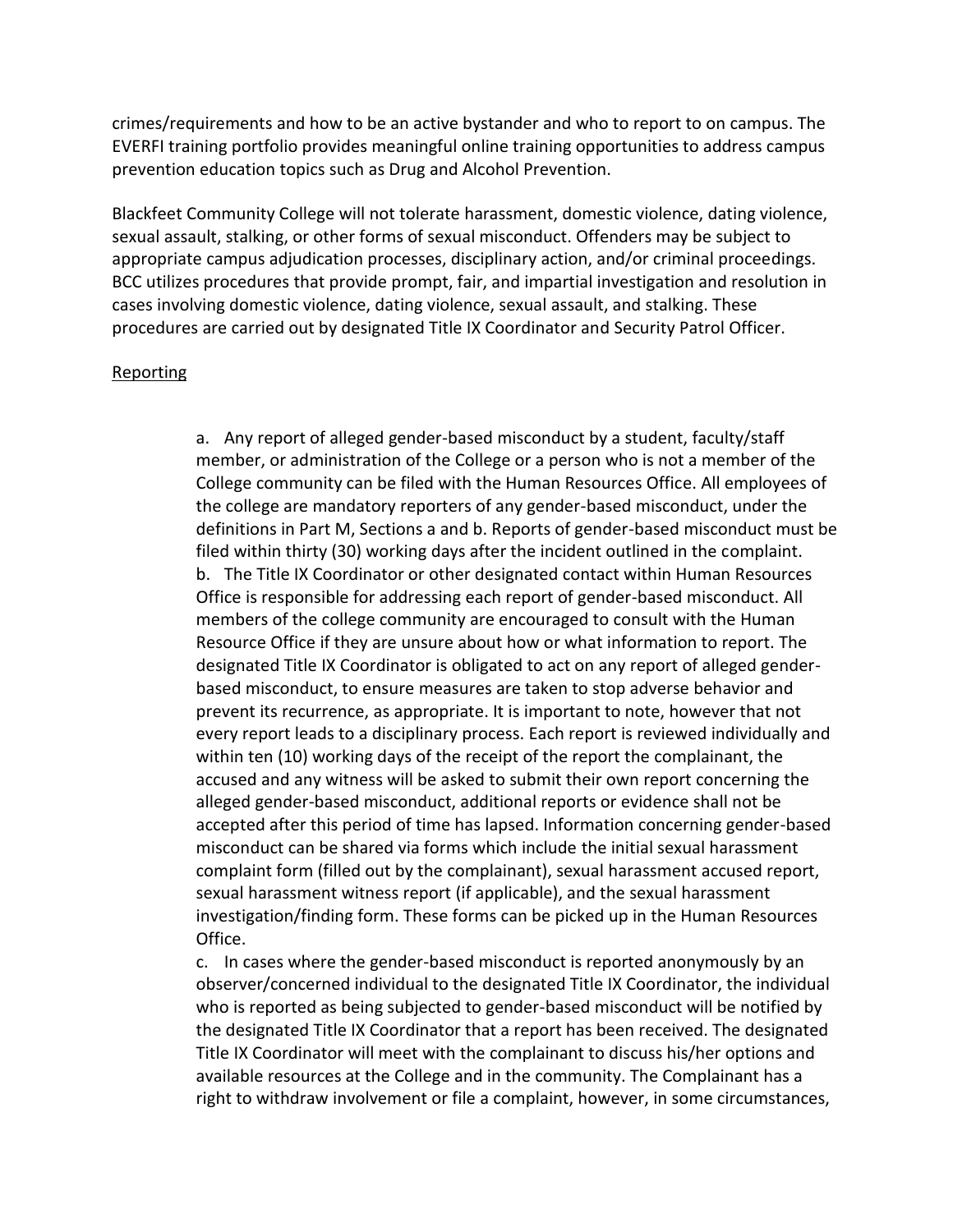crimes/requirements and how to be an active bystander and who to report to on campus. The EVERFI training portfolio provides meaningful online training opportunities to address campus prevention education topics such as Drug and Alcohol Prevention.

Blackfeet Community College will not tolerate harassment, domestic violence, dating violence, sexual assault, stalking, or other forms of sexual misconduct. Offenders may be subject to appropriate campus adjudication processes, disciplinary action, and/or criminal proceedings. BCC utilizes procedures that provide prompt, fair, and impartial investigation and resolution in cases involving domestic violence, dating violence, sexual assault, and stalking. These procedures are carried out by designated Title IX Coordinator and Security Patrol Officer.

<u>Reporting</u>

a. Any report of alleged gender-based misconduct by a student, faculty/staff member, or administration of the College or a person who is not a member of the College community can be filed with the Human Resources Office. All employees of the college are mandatory reporters of any gender-based misconduct, under the definitions in Part M, Sections a and b. Reports of gender-based misconduct must be filed within thirty (30) working days after the incident outlined in the complaint.

b. The Title IX Coordinator or other designated contact within Human Resources Office is responsible for addressing each report of gender-based misconduct. All members of the college community are encouraged to consult with the Human Resource Office if they are unsure about how or what information to report. The designated Title IX Coordinator is obligated to act on any report of alleged gender-based misconduct, to ensure measures are taken to stop adverse behavior and prevent its recurrence, as appropriate. It is important to note, however that not every report leads to a disciplinary process. Each report is reviewed individually and within ten (10) working days of the receipt of the report the complainant, the accused and any witness will be asked to submit their own report concerning the alleged gender-based misconduct, additional reports or evidence shall not be accepted after this period of time has lapsed. Information concerning gender-based misconduct can be shared via forms which include the initial sexual harassment complaint form (filled out by the complainant), sexual harassment accused report, sexual harassment witness report (if applicable), and the sexual harassment investigation/finding form. These forms can be picked up in the Human Resources Office.

c. In cases where the gender-based misconduct is reported anonymously by an observer/concerned individual to the designated Title IX Coordinator, the individual who is reported as being subjected to gender-based misconduct will be notified by the designated Title IX Coordinator that a report has been received. The designated Title IX Coordinator will meet with the complainant to discuss his/her options and available resources at the College and in the community. The Complainant has a right to withdraw involvement or file a complaint, however, in some circumstances,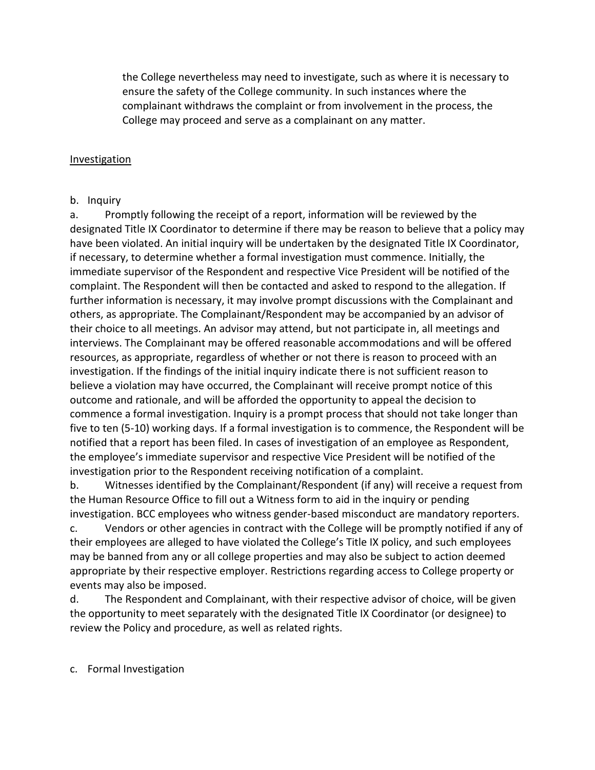the College nevertheless may need to investigate, such as where it is necessary to ensure the safety of the College community. In such instances where the complainant withdraws the complaint or from involvement in the process, the College may proceed and serve as a complainant on any matter.

<u>Investigation</u>

b. Inquiry

a. Promptly following the receipt of a report, information will be reviewed by the designated Title IX Coordinator to determine if there may be reason to believe that a policy may have been violated. An initial inquiry will be undertaken by the designated Title IX Coordinator, if necessary, to determine whether a formal investigation must commence. Initially, the immediate supervisor of the Respondent and respective Vice President will be notified of the complaint. The Respondent will then be contacted and asked to respond to the allegation. If further information is necessary, it may involve prompt discussions with the Complainant and others, as appropriate. The Complainant/Respondent may be accompanied by an advisor of their choice to all meetings. An advisor may attend, but not participate in, all meetings and interviews. The Complainant may be offered reasonable accommodations and will be offered resources, as appropriate, regardless of whether or not there is reason to proceed with an investigation. If the findings of the initial inquiry indicate there is not sufficient reason to believe a violation may have occurred, the Complainant will receive prompt notice of this outcome and rationale, and will be afforded the opportunity to appeal the decision to commence a formal investigation. Inquiry is a prompt process that should not take longer than five to ten (5-10) working days. If a formal investigation is to commence, the Respondent will be notified that a report has been filed. In cases of investigation of an employee as Respondent, the employee's immediate supervisor and respective Vice President will be notified of the investigation prior to the Respondent receiving notification of a complaint.

b. Witnesses identified by the Complainant/Respondent (if any) will receive a request from the Human Resource Office to fill out a Witness form to aid in the inquiry or pending investigation. BCC employees who witness gender-based misconduct are mandatory reporters.

c. Vendors or other agencies in contract with the College will be promptly notified if any of their employees are alleged to have violated the College's Title IX policy, and such employees may be banned from any or all college properties and may also be subject to action deemed appropriate by their respective employer. Restrictions regarding access to College property or events may also be imposed.

d. The Respondent and Complainant, with their respective advisor of choice, will be given the opportunity to meet separately with the designated Title IX Coordinator (or designee) to review the Policy and procedure, as well as related rights.

c. Formal Investigation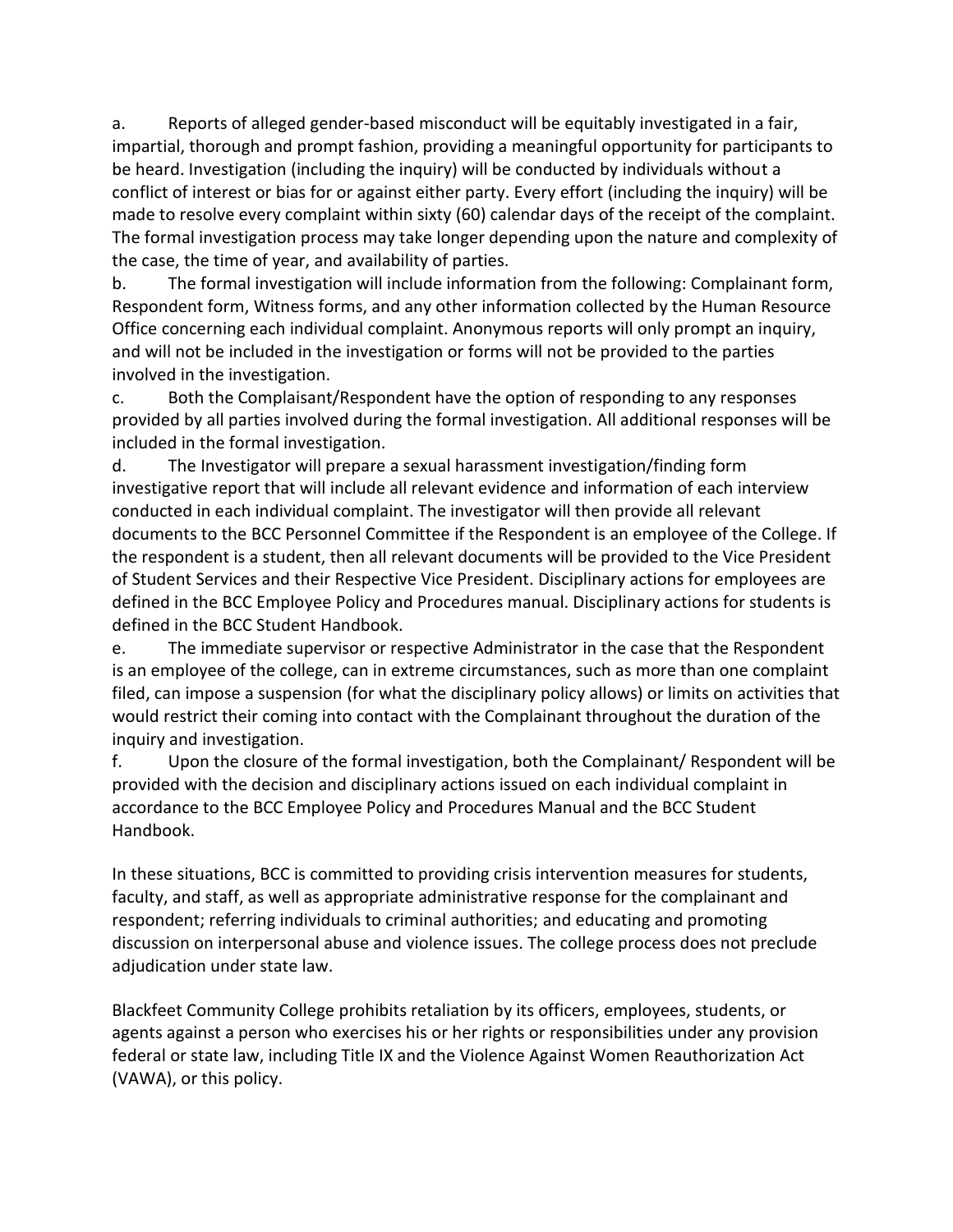a. Reports of alleged gender-based misconduct will be equitably investigated in a fair, impartial, thorough and prompt fashion, providing a meaningful opportunity for participants to be heard. Investigation (including the inquiry) will be conducted by individuals without a conflict of interest or bias for or against either party. Every effort (including the inquiry) will be made to resolve every complaint within sixty (60) calendar days of the receipt of the complaint. The formal investigation process may take longer depending upon the nature and complexity of the case, the time of year, and availability of parties.

b. The formal investigation will include information from the following: Complainant form, Respondent form, Witness forms, and any other information collected by the Human Resource Office concerning each individual complaint. Anonymous reports will only prompt an inquiry, and will not be included in the investigation or forms will not be provided to the parties involved in the investigation.

c. Both the Complaisant/Respondent have the option of responding to any responses provided by all parties involved during the formal investigation. All additional responses will be included in the formal investigation.

d. The Investigator will prepare a sexual harassment investigation/finding form investigative report that will include all relevant evidence and information of each interview conducted in each individual complaint. The investigator will then provide all relevant documents to the BCC Personnel Committee if the Respondent is an employee of the College. If the respondent is a student, then all relevant documents will be provided to the Vice President of Student Services and their Respective Vice President. Disciplinary actions for employees are defined in the BCC Employee Policy and Procedures manual. Disciplinary actions for students is defined in the BCC Student Handbook.

e. The immediate supervisor or respective Administrator in the case that the Respondent is an employee of the college, can in extreme circumstances, such as more than one complaint filed, can impose a suspension (for what the disciplinary policy allows) or limits on activities that would restrict their coming into contact with the Complainant throughout the duration of the inquiry and investigation.

f. Upon the closure of the formal investigation, both the Complainant/ Respondent will be provided with the decision and disciplinary actions issued on each individual complaint in accordance to the BCC Employee Policy and Procedures Manual and the BCC Student Handbook.

In these situations, BCC is committed to providing crisis intervention measures for students, faculty, and staff, as well as appropriate administrative response for the complainant and respondent; referring individuals to criminal authorities; and educating and promoting discussion on interpersonal abuse and violence issues. The college process does not preclude adjudication under state law.

Blackfeet Community College prohibits retaliation by its officers, employees, students, or agents against a person who exercises his or her rights or responsibilities under any provision federal or state law, including Title IX and the Violence Against Women Reauthorization Act (VAWA), or this policy.